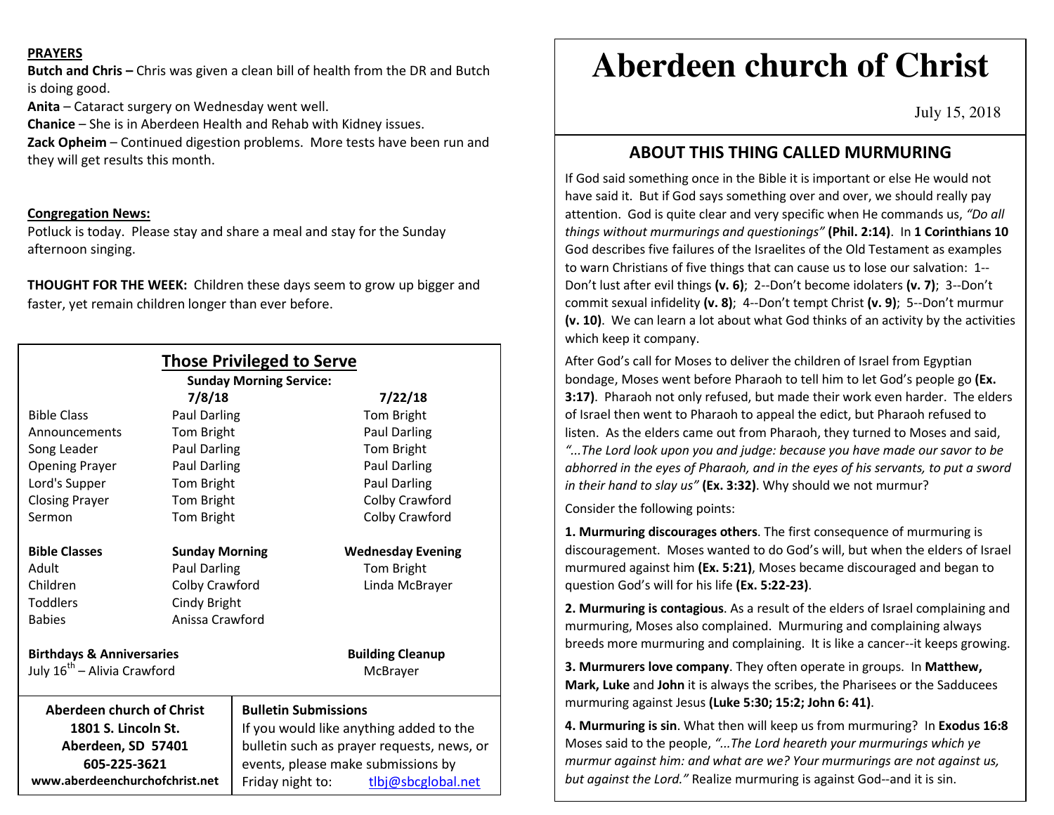**PRAYERS**

**Butch and Chris –** Chris was given a clean bill of health from the DR and Butch is doing good.

**Anita** – Cataract surgery on Wednesday went well.

**Chanice** – She is in Aberdeen Health and Rehab with Kidney issues.

**Zack Opheim** – Continued digestion problems. More tests have been run and they will get results this month.

**Congregation News:**

Potluck is today. Please stay and share a meal and stay for the Sunday afternoon singing.

**THOUGHT FOR THE WEEK:** Children these days seem to grow up bigger and faster, yet remain children longer than ever before.

## Those Privileged to Serve

**Sunday Morning Service:**

| | 7/8/18 | 7/22/18 |
|---|---|---|
| Bible Class | Paul Darling | Tom Bright |
| Announcements | Tom Bright | Paul Darling |
| Song Leader | Paul Darling | Tom Bright |
| Opening Prayer | Paul Darling | Paul Darling |
| Lord's Supper | Tom Bright | Paul Darling |
| Closing Prayer | Tom Bright | Colby Crawford |
| Sermon | Tom Bright | Colby Crawford |

| **Bible Classes** | **Sunday Morning** | **Wednesday Evening** |
|---|---|---|
| Adult | Paul Darling | Tom Bright |
| Children | Colby Crawford | Linda McBrayer |
| Toddlers | Cindy Bright | |
| Babies | Anissa Crawford | |

**Birthdays & Anniversaries**

July 16th – Alivia Crawford

**Building Cleanup**

McBrayer

**Aberdeen church of Christ**
**1801 S. Lincoln St.**
**Aberdeen, SD 57401**
**605-225-3621**
**www.aberdeenchurchofchrist.net**

**Bulletin Submissions**

If you would like anything added to the bulletin such as prayer requests, news, or events, please make submissions by Friday night to: tlbj@sbcglobal.net

# Aberdeen church of Christ

July 15, 2018

## ABOUT THIS THING CALLED MURMURING

If God said something once in the Bible it is important or else He would not have said it. But if God says something over and over, we should really pay attention. God is quite clear and very specific when He commands us, *"Do all things without murmurings and questionings"* **(Phil. 2:14)**. In **1 Corinthians 10** God describes five failures of the Israelites of the Old Testament as examples to warn Christians of five things that can cause us to lose our salvation: 1--Don't lust after evil things **(v. 6)**; 2--Don't become idolaters **(v. 7)**; 3--Don't commit sexual infidelity **(v. 8)**; 4--Don't tempt Christ **(v. 9)**; 5--Don't murmur **(v. 10)**. We can learn a lot about what God thinks of an activity by the activities which keep it company.

After God's call for Moses to deliver the children of Israel from Egyptian bondage, Moses went before Pharaoh to tell him to let God's people go **(Ex. 3:17)**. Pharaoh not only refused, but made their work even harder. The elders of Israel then went to Pharaoh to appeal the edict, but Pharaoh refused to listen. As the elders came out from Pharaoh, they turned to Moses and said, *"...The Lord look upon you and judge: because you have made our savor to be abhorred in the eyes of Pharaoh, and in the eyes of his servants, to put a sword in their hand to slay us"* **(Ex. 3:32)**. Why should we not murmur?

Consider the following points:

**1. Murmuring discourages others**. The first consequence of murmuring is discouragement. Moses wanted to do God's will, but when the elders of Israel murmured against him **(Ex. 5:21)**, Moses became discouraged and began to question God's will for his life **(Ex. 5:22-23)**.

**2. Murmuring is contagious**. As a result of the elders of Israel complaining and murmuring, Moses also complained. Murmuring and complaining always breeds more murmuring and complaining. It is like a cancer--it keeps growing.

**3. Murmurers love company**. They often operate in groups. In **Matthew, Mark, Luke** and **John** it is always the scribes, the Pharisees or the Sadducees murmuring against Jesus **(Luke 5:30; 15:2; John 6: 41)**.

**4. Murmuring is sin**. What then will keep us from murmuring? In **Exodus 16:8** Moses said to the people, *"...The Lord heareth your murmurings which ye murmur against him: and what are we? Your murmurings are not against us, but against the Lord."* Realize murmuring is against God--and it is sin.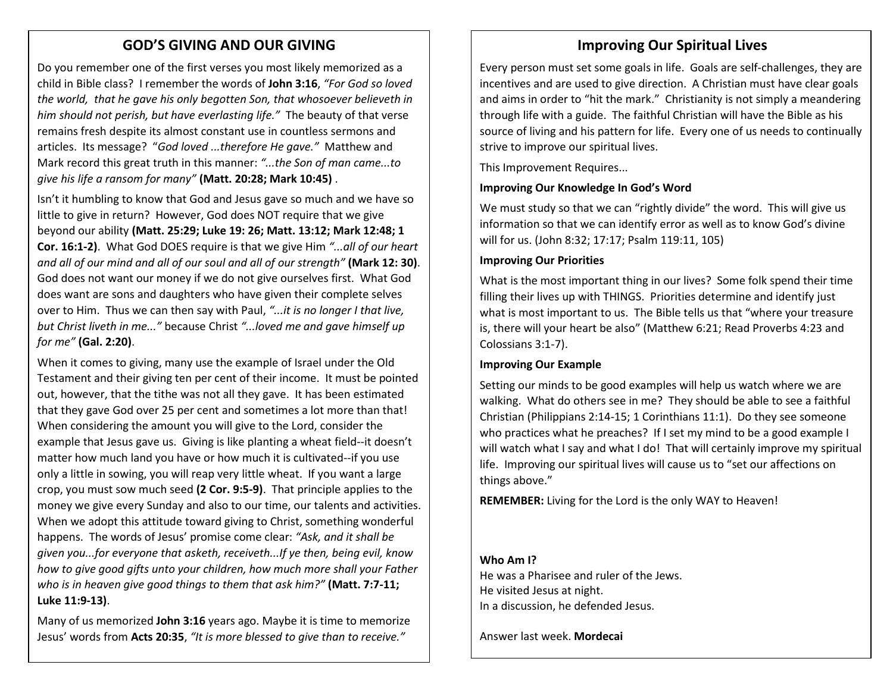## GOD'S GIVING AND OUR GIVING

Do you remember one of the first verses you most likely memorized as a child in Bible class? I remember the words of **John 3:16**, *"For God so loved the world, that he gave his only begotten Son, that whosoever believeth in him should not perish, but have everlasting life."* The beauty of that verse remains fresh despite its almost constant use in countless sermons and articles. Its message? "*God loved ...therefore He gave.*" Matthew and Mark record this great truth in this manner: *"...the Son of man came...to give his life a ransom for many"* **(Matt. 20:28; Mark 10:45)** .

Isn't it humbling to know that God and Jesus gave so much and we have so little to give in return? However, God does NOT require that we give beyond our ability **(Matt. 25:29; Luke 19: 26; Matt. 13:12; Mark 12:48; 1 Cor. 16:1-2)**. What God DOES require is that we give Him *"...all of our heart and all of our mind and all of our soul and all of our strength"* **(Mark 12: 30)**. God does not want our money if we do not give ourselves first. What God does want are sons and daughters who have given their complete selves over to Him. Thus we can then say with Paul, *"...it is no longer I that live, but Christ liveth in me..."* because Christ *"...loved me and gave himself up for me"* **(Gal. 2:20)**.

When it comes to giving, many use the example of Israel under the Old Testament and their giving ten per cent of their income. It must be pointed out, however, that the tithe was not all they gave. It has been estimated that they gave God over 25 per cent and sometimes a lot more than that! When considering the amount you will give to the Lord, consider the example that Jesus gave us. Giving is like planting a wheat field--it doesn't matter how much land you have or how much it is cultivated--if you use only a little in sowing, you will reap very little wheat. If you want a large crop, you must sow much seed **(2 Cor. 9:5-9)**. That principle applies to the money we give every Sunday and also to our time, our talents and activities. When we adopt this attitude toward giving to Christ, something wonderful happens. The words of Jesus' promise come clear: *"Ask, and it shall be given you...for everyone that asketh, receiveth...If ye then, being evil, know how to give good gifts unto your children, how much more shall your Father who is in heaven give good things to them that ask him?"* **(Matt. 7:7-11; Luke 11:9-13)**.

Many of us memorized **John 3:16** years ago. Maybe it is time to memorize Jesus' words from **Acts 20:35**, *"It is more blessed to give than to receive."*

## Improving Our Spiritual Lives

Every person must set some goals in life. Goals are self-challenges, they are incentives and are used to give direction. A Christian must have clear goals and aims in order to "hit the mark." Christianity is not simply a meandering through life with a guide. The faithful Christian will have the Bible as his source of living and his pattern for life. Every one of us needs to continually strive to improve our spiritual lives.

This Improvement Requires...

**Improving Our Knowledge In God's Word**

We must study so that we can "rightly divide" the word. This will give us information so that we can identify error as well as to know God's divine will for us. (John 8:32; 17:17; Psalm 119:11, 105)

**Improving Our Priorities**

What is the most important thing in our lives? Some folk spend their time filling their lives up with THINGS. Priorities determine and identify just what is most important to us. The Bible tells us that "where your treasure is, there will your heart be also" (Matthew 6:21; Read Proverbs 4:23 and Colossians 3:1-7).

**Improving Our Example**

Setting our minds to be good examples will help us watch where we are walking. What do others see in me? They should be able to see a faithful Christian (Philippians 2:14-15; 1 Corinthians 11:1). Do they see someone who practices what he preaches? If I set my mind to be a good example I will watch what I say and what I do! That will certainly improve my spiritual life. Improving our spiritual lives will cause us to "set our affections on things above."

**REMEMBER:** Living for the Lord is the only WAY to Heaven!

**Who Am I?**
He was a Pharisee and ruler of the Jews.
He visited Jesus at night.
In a discussion, he defended Jesus.

Answer last week. **Mordecai**